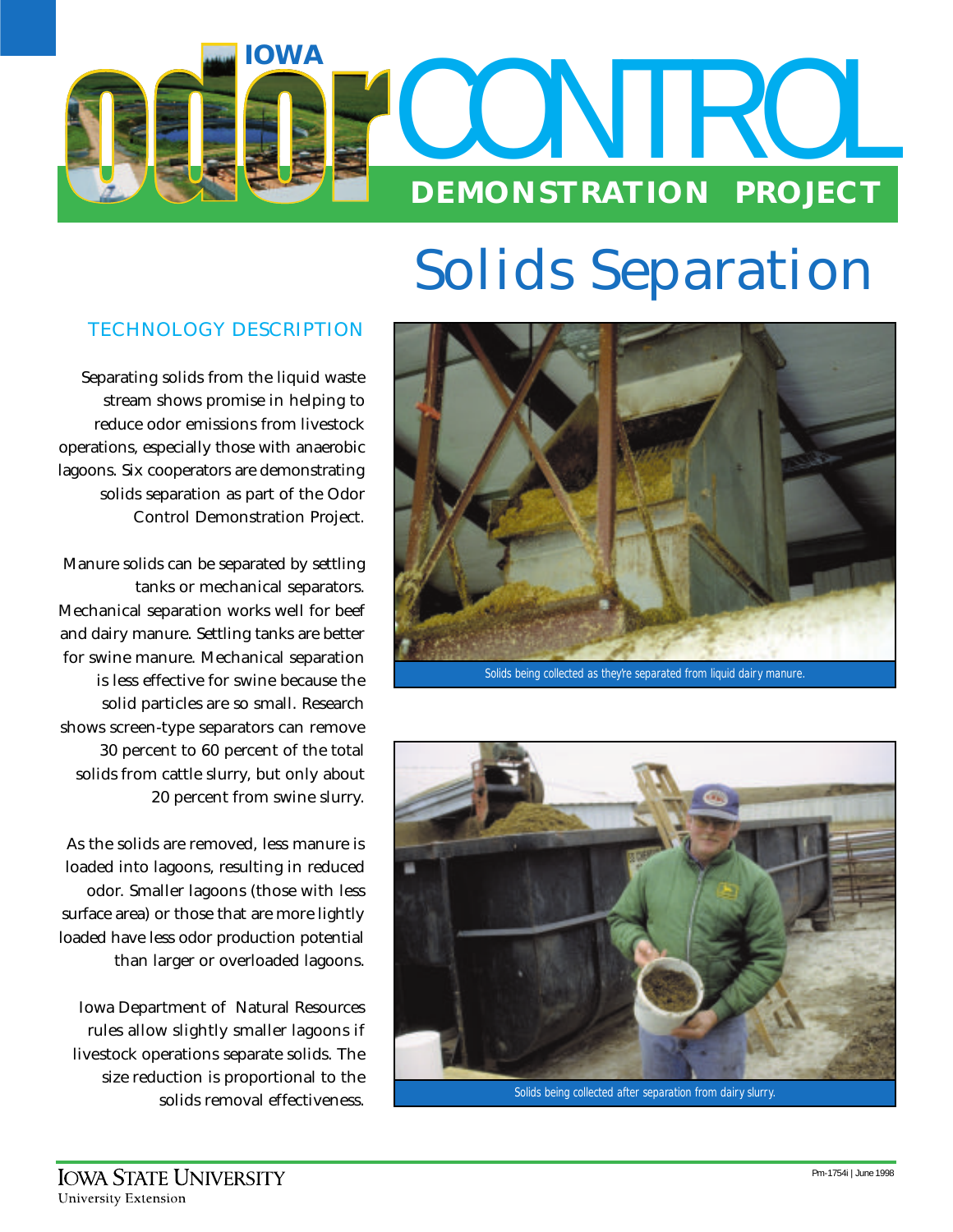# IOWA odor CONTROL DEMONSTRATION PROJECT

# Solids Separation

## TECHNOLOGY DESCRIPTION

Separating solids from the liquid waste stream shows promise in helping to reduce odor emissions from livestock operations, especially those with anaerobic lagoons. Six cooperators are demonstrating solids separation as part of the Odor Control Demonstration Project.

Manure solids can be separated by settling tanks or mechanical separators. Mechanical separation works well for beef and dairy manure. Settling tanks are better for swine manure. Mechanical separation is less effective for swine because the solid particles are so small. Research shows screen-type separators can remove 30 percent to 60 percent of the total solids from cattle slurry, but only about 20 percent from swine slurry.

As the solids are removed, less manure is loaded into lagoons, resulting in reduced odor. Smaller lagoons (those with less surface area) or those that are more lightly loaded have less odor production potential than larger or overloaded lagoons.

Iowa Department of Natural Resources rules allow slightly smaller lagoons if livestock operations separate solids. The size reduction is proportional to the solids removal effectiveness.

Solids being collected as they're separated from liquid dairy manure.

Solids being collected after separation from dairy slurry.

IOWA STATE UNIVERSITY
University Extension

Pm-1754i | June 1998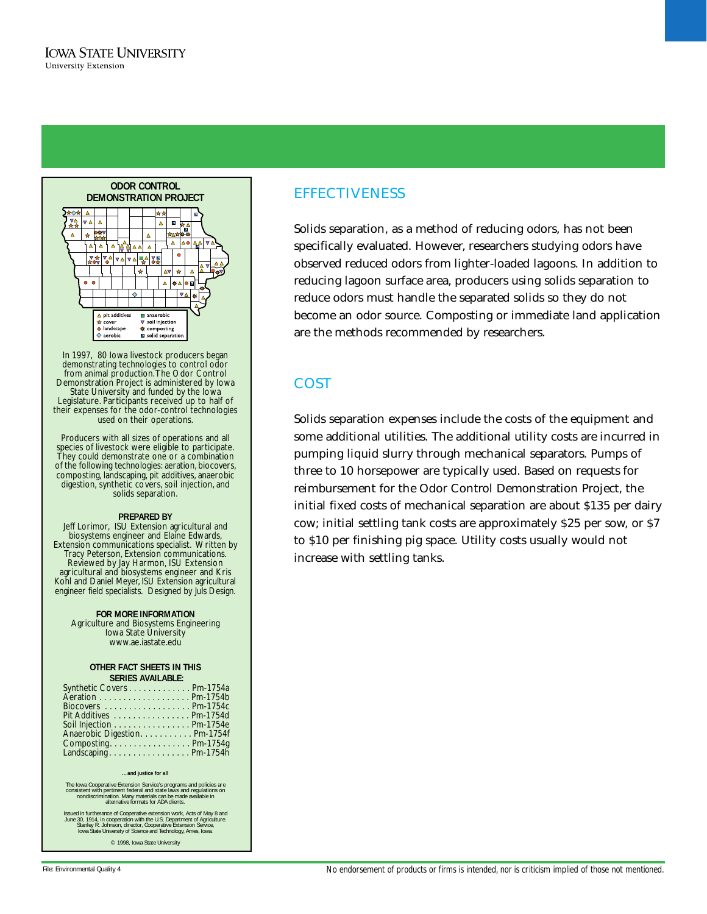Iowa State University
University Extension

**ODOR CONTROL DEMONSTRATION PROJECT**

pit additives
cover
landscape
aerobic
anaerobic
soil injection
composting
solid separation

In 1997, 80 Iowa livestock producers began demonstrating technologies to control odor from animal production. The Odor Control Demonstration Project is administered by Iowa State University and funded by the Iowa Legislature. Participants received up to half of their expenses for the odor-control technologies used on their operations.

Producers with all sizes of operations and all species of livestock were eligible to participate. They could demonstrate one or a combination of the following technologies: aeration, biocovers, composting, landscaping, pit additives, anaerobic digestion, synthetic covers, soil injection, and solids separation.

**PREPARED BY**

Jeff Lorimor, ISU Extension agricultural and biosystems engineer and Elaine Edwards, Extension communications specialist. Written by Tracy Peterson, Extension communications. Reviewed by Jay Harmon, ISU Extension agricultural and biosystems engineer and Kris Kohl and Daniel Meyer, ISU Extension agricultural engineer field specialists. Designed by Juls Design.

**FOR MORE INFORMATION**

Agriculture and Biosystems Engineering
Iowa State University
www.ae.iastate.edu

**OTHER FACT SHEETS IN THIS SERIES AVAILABLE:**

Synthetic Covers . . . . . . . . . . . . . Pm-1754a
Aeration . . . . . . . . . . . . . . . . . . . Pm-1754b
Biocovers . . . . . . . . . . . . . . . . . . Pm-1754c
Pit Additives . . . . . . . . . . . . . . . . Pm-1754d
Soil Injection . . . . . . . . . . . . . . . . Pm-1754e
Anaerobic Digestion. . . . . . . . . . . Pm-1754f
Composting. . . . . . . . . . . . . . . . . Pm-1754g
Landscaping. . . . . . . . . . . . . . . . . Pm-1754h

**. . . and justice for all**

The Iowa Cooperative Extension Service's programs and policies are consistent with pertinent federal and state laws and regulations on nondiscrimination. Many materials can be made available in alternative formats for ADA clients.

Issued in furtherance of Cooperative extension work, Acts of May 8 and June 30, 1914, in cooperation with the U.S. Department of Agriculture. Stanley R. Johnson, director, Cooperative Extension Service, Iowa State University of Science and Technology, Ames, Iowa.

© 1998, Iowa State University

## EFFECTIVENESS

Solids separation, as a method of reducing odors, has not been specifically evaluated. However, researchers studying odors have observed reduced odors from lighter-loaded lagoons. In addition to reducing lagoon surface area, producers using solids separation to reduce odors must handle the separated solids so they do not become an odor source. Composting or immediate land application are the methods recommended by researchers.

## COST

Solids separation expenses include the costs of the equipment and some additional utilities. The additional utility costs are incurred in pumping liquid slurry through mechanical separators. Pumps of three to 10 horsepower are typically used. Based on requests for reimbursement for the Odor Control Demonstration Project, the initial fixed costs of mechanical separation are about $135 per dairy cow; initial settling tank costs are approximately $25 per sow, or $7 to $10 per finishing pig space. Utility costs usually would not increase with settling tanks.

File: Environmental Quality 4

No endorsement of products or firms is intended, nor is criticism implied of those not mentioned.